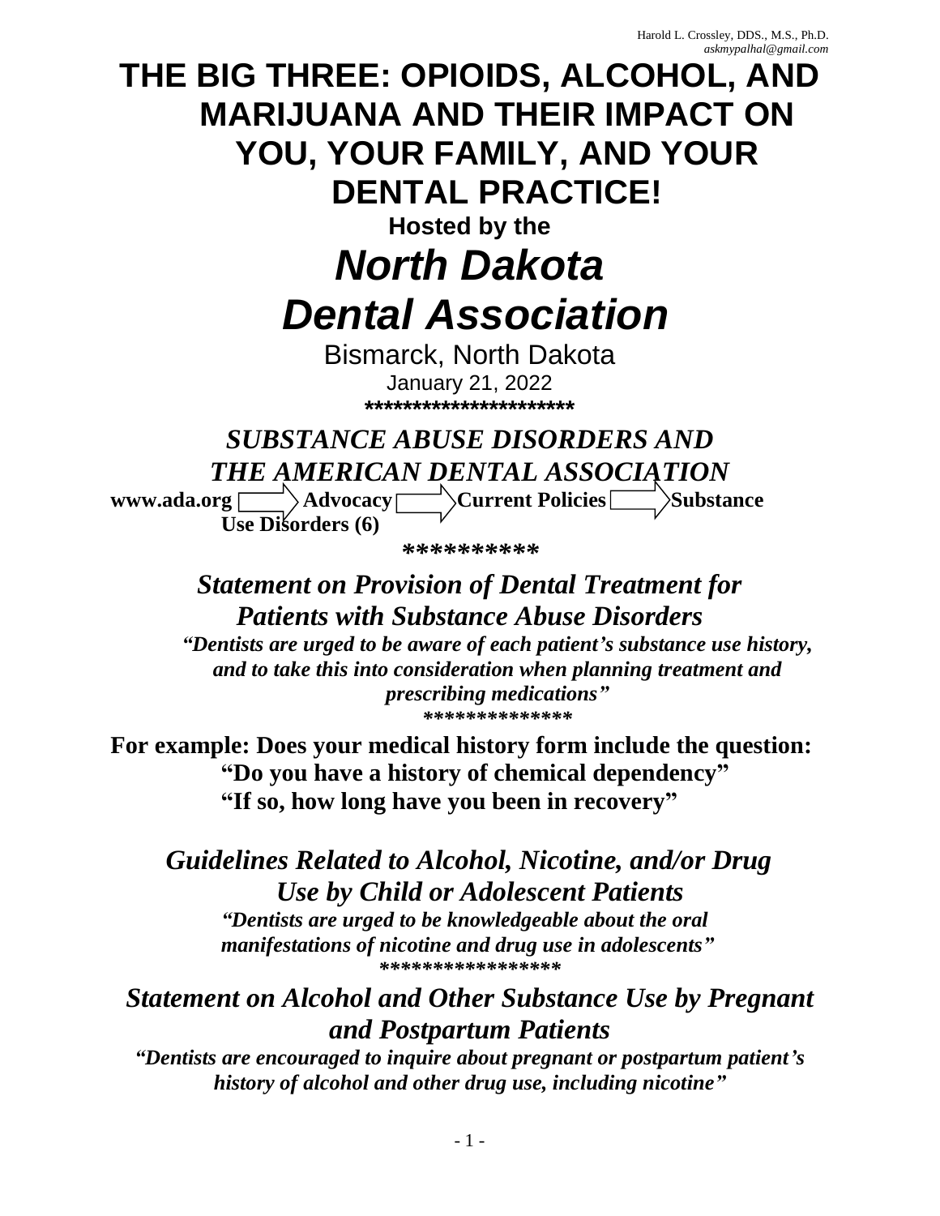Harold L. Crossley, DDS., M.S., Ph.D.
*askmypalhal@gmail.com*

# THE BIG THREE: OPIOIDS, ALCOHOL, AND MARIJUANA AND THEIR IMPACT ON YOU, YOUR FAMILY, AND YOUR DENTAL PRACTICE!

**Hosted by the**

# *North Dakota Dental Association*

Bismarck, North Dakota

January 21, 2022

**********************

## *SUBSTANCE ABUSE DISORDERS AND THE AMERICAN DENTAL ASSOCIATION*

**www.ada.org → Advocacy → Current Policies → Substance Use Disorders (6)**

**********

### *Statement on Provision of Dental Treatment for Patients with Substance Abuse Disorders*

***"Dentists are urged to be aware of each patient's substance use history, and to take this into consideration when planning treatment and prescribing medications"***

**************

**For example: Does your medical history form include the question:**

**"Do you have a history of chemical dependency"**

**"If so, how long have you been in recovery"**

### *Guidelines Related to Alcohol, Nicotine, and/or Drug Use by Child or Adolescent Patients*

***"Dentists are urged to be knowledgeable about the oral manifestations of nicotine and drug use in adolescents"***

*****************

### *Statement on Alcohol and Other Substance Use by Pregnant and Postpartum Patients*

***"Dentists are encouraged to inquire about pregnant or postpartum patient's history of alcohol and other drug use, including nicotine"***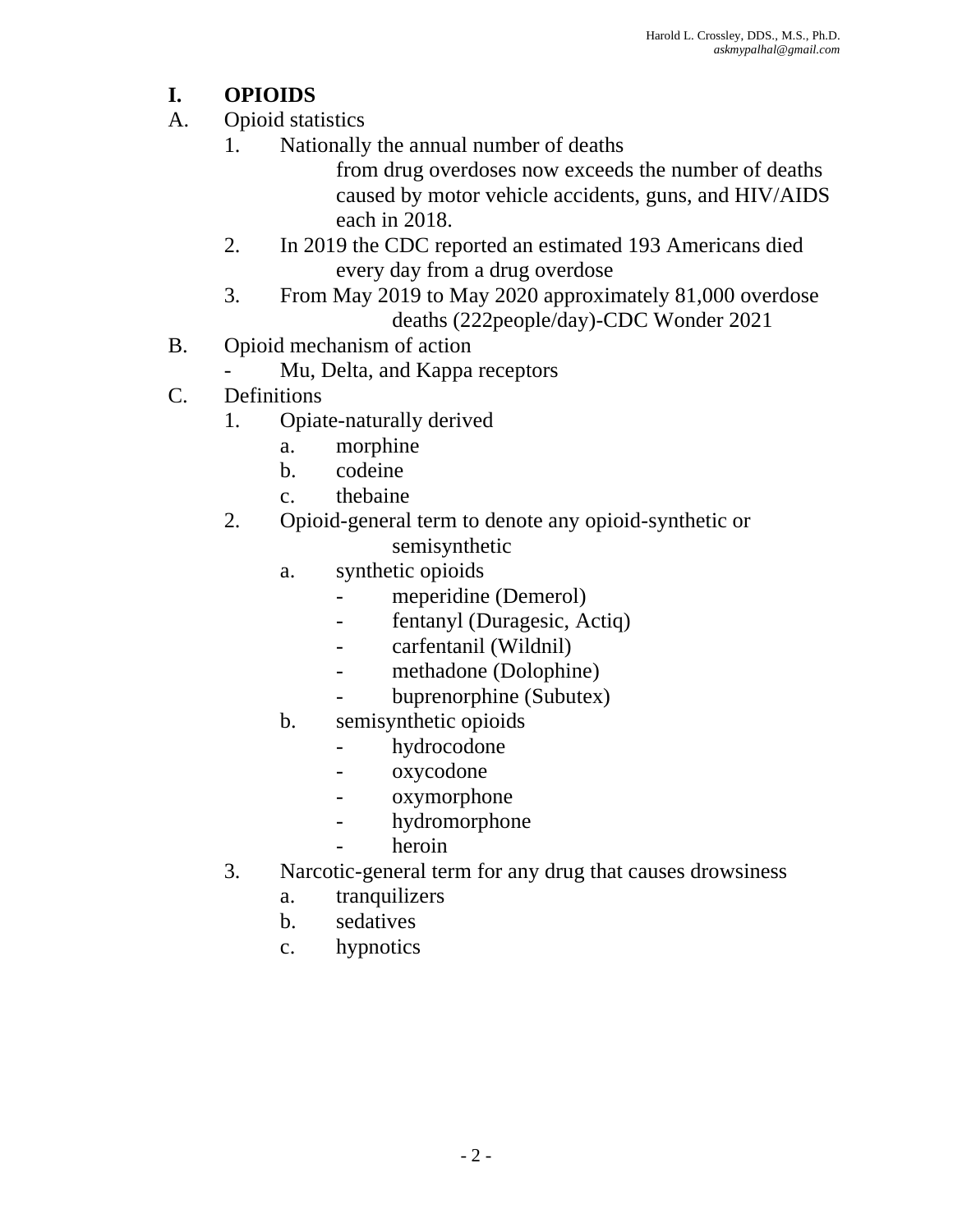# I. OPIOIDS

A. Opioid statistics

1. Nationally the annual number of deaths from drug overdoses now exceeds the number of deaths caused by motor vehicle accidents, guns, and HIV/AIDS each in 2018.
2. In 2019 the CDC reported an estimated 193 Americans died every day from a drug overdose
3. From May 2019 to May 2020 approximately 81,000 overdose deaths (222people/day)-CDC Wonder 2021

B. Opioid mechanism of action

- Mu, Delta, and Kappa receptors

C. Definitions

1. Opiate-naturally derived
   - a. morphine
   - b. codeine
   - c. thebaine
2. Opioid-general term to denote any opioid-synthetic or semisynthetic
   - a. synthetic opioids
     - meperidine (Demerol)
     - fentanyl (Duragesic, Actiq)
     - carfentanil (Wildnil)
     - methadone (Dolophine)
     - buprenorphine (Subutex)
   - b. semisynthetic opioids
     - hydrocodone
     - oxycodone
     - oxymorphone
     - hydromorphone
     - heroin
3. Narcotic-general term for any drug that causes drowsiness
   - a. tranquilizers
   - b. sedatives
   - c. hypnotics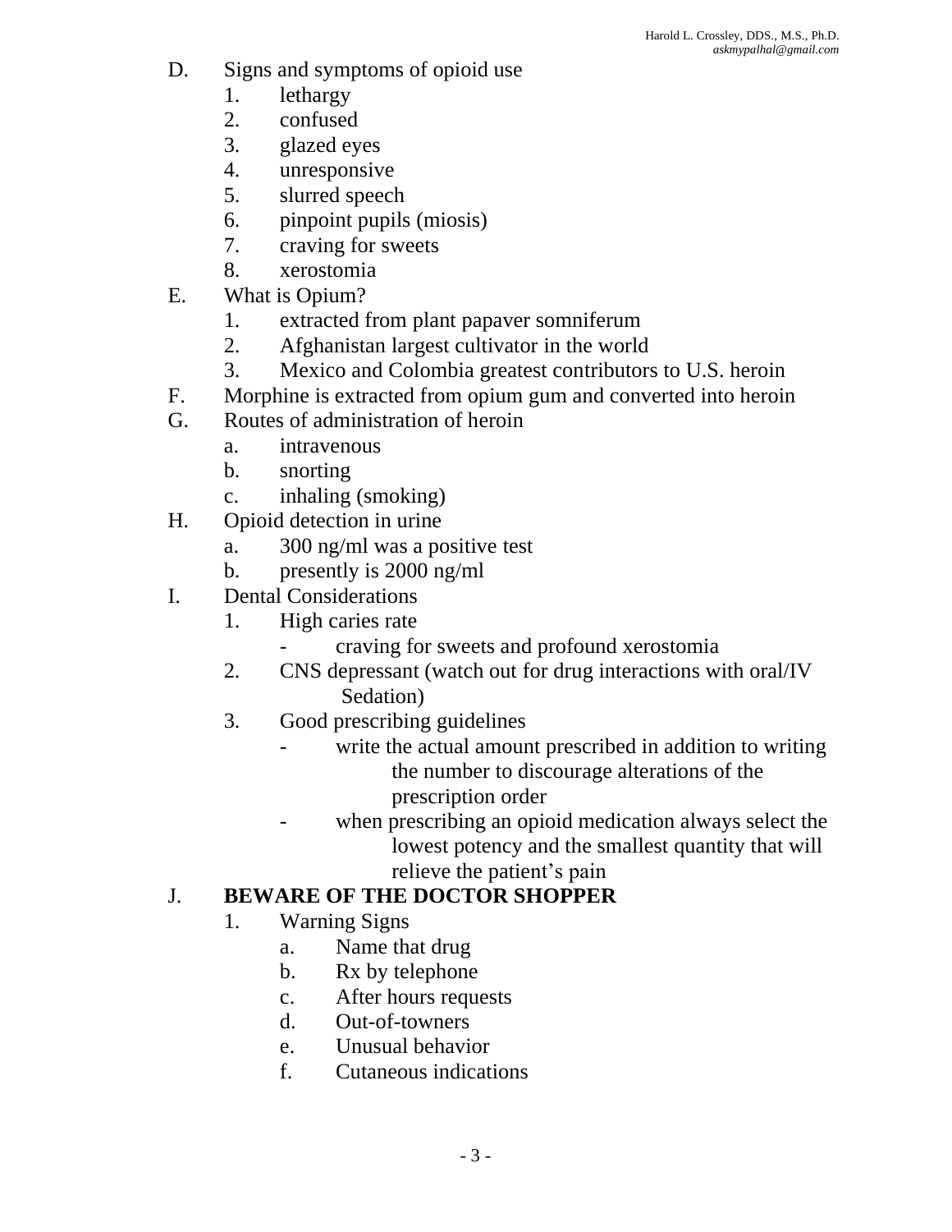D. Signs and symptoms of opioid use
   1. lethargy
   2. confused
   3. glazed eyes
   4. unresponsive
   5. slurred speech
   6. pinpoint pupils (miosis)
   7. craving for sweets
   8. xerostomia

E. What is Opium?
   1. extracted from plant papaver somniferum
   2. Afghanistan largest cultivator in the world
   3. Mexico and Colombia greatest contributors to U.S. heroin

F. Morphine is extracted from opium gum and converted into heroin

G. Routes of administration of heroin
   a. intravenous
   b. snorting
   c. inhaling (smoking)

H. Opioid detection in urine
   a. 300 ng/ml was a positive test
   b. presently is 2000 ng/ml

I. Dental Considerations
   1. High caries rate
      - craving for sweets and profound xerostomia
   2. CNS depressant (watch out for drug interactions with oral/IV Sedation)
   3. Good prescribing guidelines
      - write the actual amount prescribed in addition to writing the number to discourage alterations of the prescription order
      - when prescribing an opioid medication always select the lowest potency and the smallest quantity that will relieve the patient's pain

J. **BEWARE OF THE DOCTOR SHOPPER**
   1. Warning Signs
      a. Name that drug
      b. Rx by telephone
      c. After hours requests
      d. Out-of-towners
      e. Unusual behavior
      f. Cutaneous indications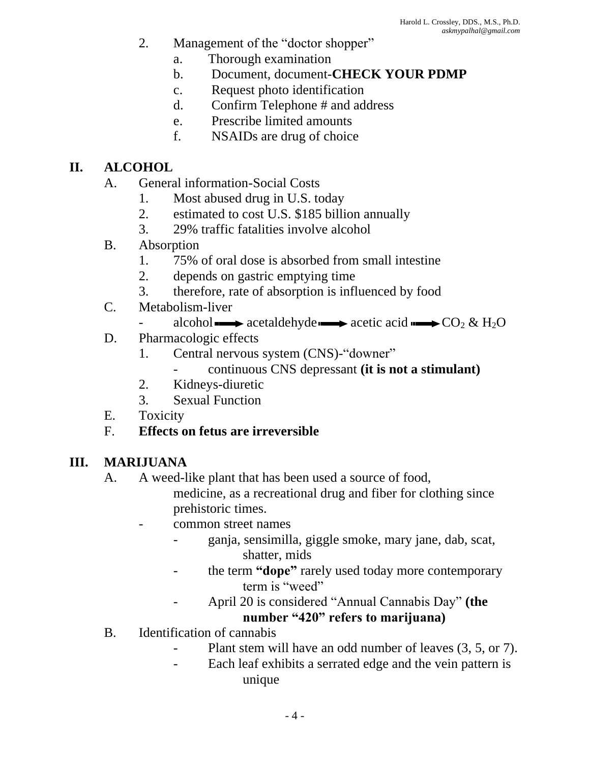2. Management of the "doctor shopper"
   a. Thorough examination
   b. Document, document-**CHECK YOUR PDMP**
   c. Request photo identification
   d. Confirm Telephone # and address
   e. Prescribe limited amounts
   f. NSAIDs are drug of choice

## II. ALCOHOL

A. General information-Social Costs
   1. Most abused drug in U.S. today
   2. estimated to cost U.S. $185 billion annually
   3. 29% traffic fatalities involve alcohol

B. Absorption
   1. 75% of oral dose is absorbed from small intestine
   2. depends on gastric emptying time
   3. therefore, rate of absorption is influenced by food

C. Metabolism-liver
   - alcohol → acetaldehyde → acetic acid → $CO_2$ & $H_2O$

D. Pharmacologic effects
   1. Central nervous system (CNS)-"downer"
      - continuous CNS depressant **(it is not a stimulant)**
   2. Kidneys-diuretic
   3. Sexual Function

E. Toxicity

F. **Effects on fetus are irreversible**

## III. MARIJUANA

A. A weed-like plant that has been used a source of food, medicine, as a recreational drug and fiber for clothing since prehistoric times.
   - common street names
      - ganja, sensimilla, giggle smoke, mary jane, dab, scat, shatter, mids
      - the term **"dope"** rarely used today more contemporary term is "weed"
      - April 20 is considered "Annual Cannabis Day" **(the number "420" refers to marijuana)**

B. Identification of cannabis
   - Plant stem will have an odd number of leaves (3, 5, or 7).
   - Each leaf exhibits a serrated edge and the vein pattern is unique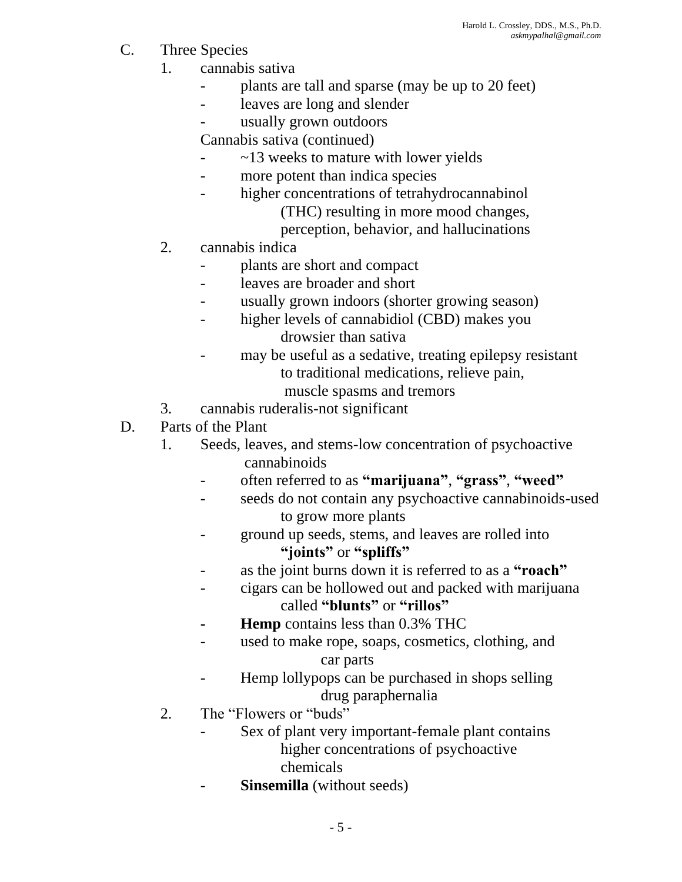C. Three Species

1. cannabis sativa
   - plants are tall and sparse (may be up to 20 feet)
   - leaves are long and slender
   - usually grown outdoors

   Cannabis sativa (continued)
   - ~13 weeks to mature with lower yields
   - more potent than indica species
   - higher concentrations of tetrahydrocannabinol (THC) resulting in more mood changes, perception, behavior, and hallucinations
2. cannabis indica
   - plants are short and compact
   - leaves are broader and short
   - usually grown indoors (shorter growing season)
   - higher levels of cannabidiol (CBD) makes you drowsier than sativa
   - may be useful as a sedative, treating epilepsy resistant to traditional medications, relieve pain, muscle spasms and tremors
3. cannabis ruderalis-not significant

D. Parts of the Plant

1. Seeds, leaves, and stems-low concentration of psychoactive cannabinoids
   - often referred to as **"marijuana"**, **"grass"**, **"weed"**
   - seeds do not contain any psychoactive cannabinoids-used to grow more plants
   - ground up seeds, stems, and leaves are rolled into **"joints"** or **"spliffs"**
   - as the joint burns down it is referred to as a **"roach"**
   - cigars can be hollowed out and packed with marijuana called **"blunts"** or **"rillos"**
   - **Hemp** contains less than 0.3% THC
   - used to make rope, soaps, cosmetics, clothing, and car parts
   - Hemp lollypops can be purchased in shops selling drug paraphernalia
2. The "Flowers or "buds"
   - Sex of plant very important-female plant contains higher concentrations of psychoactive chemicals
   - **Sinsemilla** (without seeds)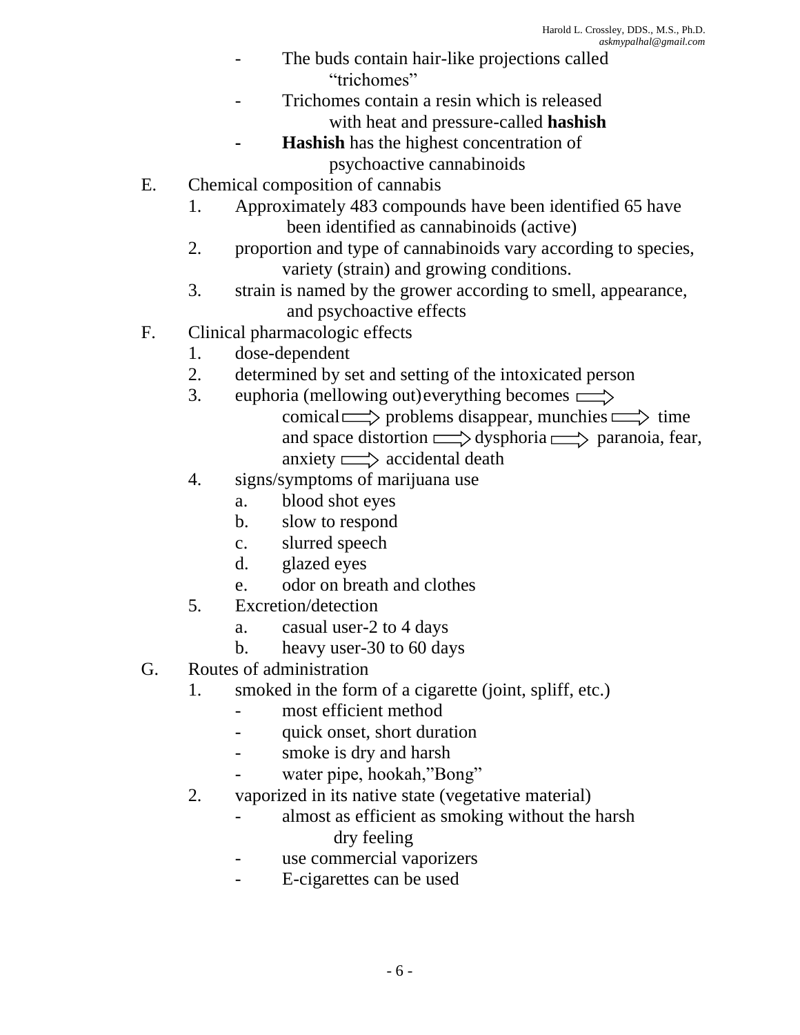- The buds contain hair-like projections called "trichomes"
- Trichomes contain a resin which is released with heat and pressure-called **hashish**
- **Hashish** has the highest concentration of psychoactive cannabinoids

E. Chemical composition of cannabis
   1. Approximately 483 compounds have been identified 65 have been identified as cannabinoids (active)
   2. proportion and type of cannabinoids vary according to species, variety (strain) and growing conditions.
   3. strain is named by the grower according to smell, appearance, and psychoactive effects

F. Clinical pharmacologic effects
   1. dose-dependent
   2. determined by set and setting of the intoxicated person
   3. euphoria (mellowing out) everything becomes ⇒ comical ⇒ problems disappear, munchies ⇒ time and space distortion ⇒ dysphoria ⇒ paranoia, fear, anxiety ⇒ accidental death
   4. signs/symptoms of marijuana use
      a. blood shot eyes
      b. slow to respond
      c. slurred speech
      d. glazed eyes
      e. odor on breath and clothes
   5. Excretion/detection
      a. casual user-2 to 4 days
      b. heavy user-30 to 60 days

G. Routes of administration
   1. smoked in the form of a cigarette (joint, spliff, etc.)
      - most efficient method
      - quick onset, short duration
      - smoke is dry and harsh
      - water pipe, hookah,"Bong"
   2. vaporized in its native state (vegetative material)
      - almost as efficient as smoking without the harsh dry feeling
      - use commercial vaporizers
      - E-cigarettes can be used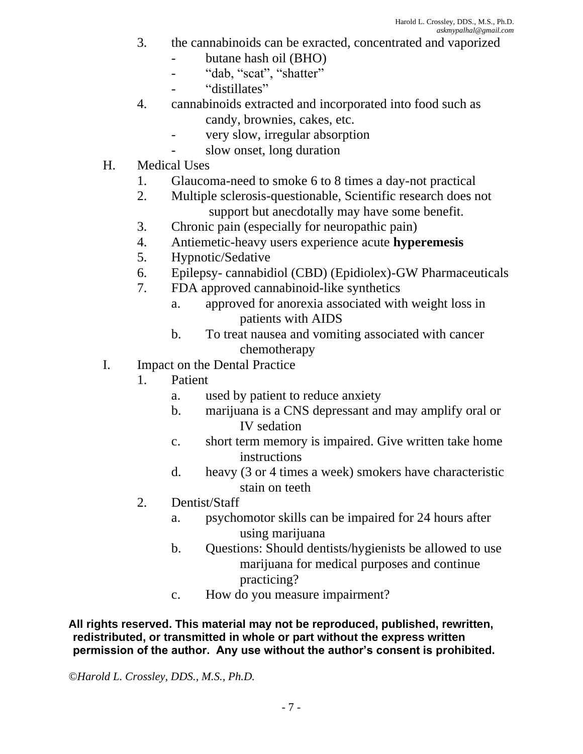3. the cannabinoids can be exracted, concentrated and vaporized
    - butane hash oil (BHO)
    - "dab, "scat", "shatter"
    - "distillates"
4. cannabinoids extracted and incorporated into food such as candy, brownies, cakes, etc.
    - very slow, irregular absorption
    - slow onset, long duration

H. Medical Uses

1. Glaucoma-need to smoke 6 to 8 times a day-not practical
2. Multiple sclerosis-questionable, Scientific research does not support but anecdotally may have some benefit.
3. Chronic pain (especially for neuropathic pain)
4. Antiemetic-heavy users experience acute **hyperemesis**
5. Hypnotic/Sedative
6. Epilepsy- cannabidiol (CBD) (Epidiolex)-GW Pharmaceuticals
7. FDA approved cannabinoid-like synthetics
    a. approved for anorexia associated with weight loss in patients with AIDS
    b. To treat nausea and vomiting associated with cancer chemotherapy

I. Impact on the Dental Practice

1. Patient
    a. used by patient to reduce anxiety
    b. marijuana is a CNS depressant and may amplify oral or IV sedation
    c. short term memory is impaired. Give written take home instructions
    d. heavy (3 or 4 times a week) smokers have characteristic stain on teeth
2. Dentist/Staff
    a. psychomotor skills can be impaired for 24 hours after using marijuana
    b. Questions: Should dentists/hygienists be allowed to use marijuana for medical purposes and continue practicing?
    c. How do you measure impairment?

**All rights reserved. This material may not be reproduced, published, rewritten, redistributed, or transmitted in whole or part without the express written permission of the author. Any use without the author's consent is prohibited.**

*©Harold L. Crossley, DDS., M.S., Ph.D.*